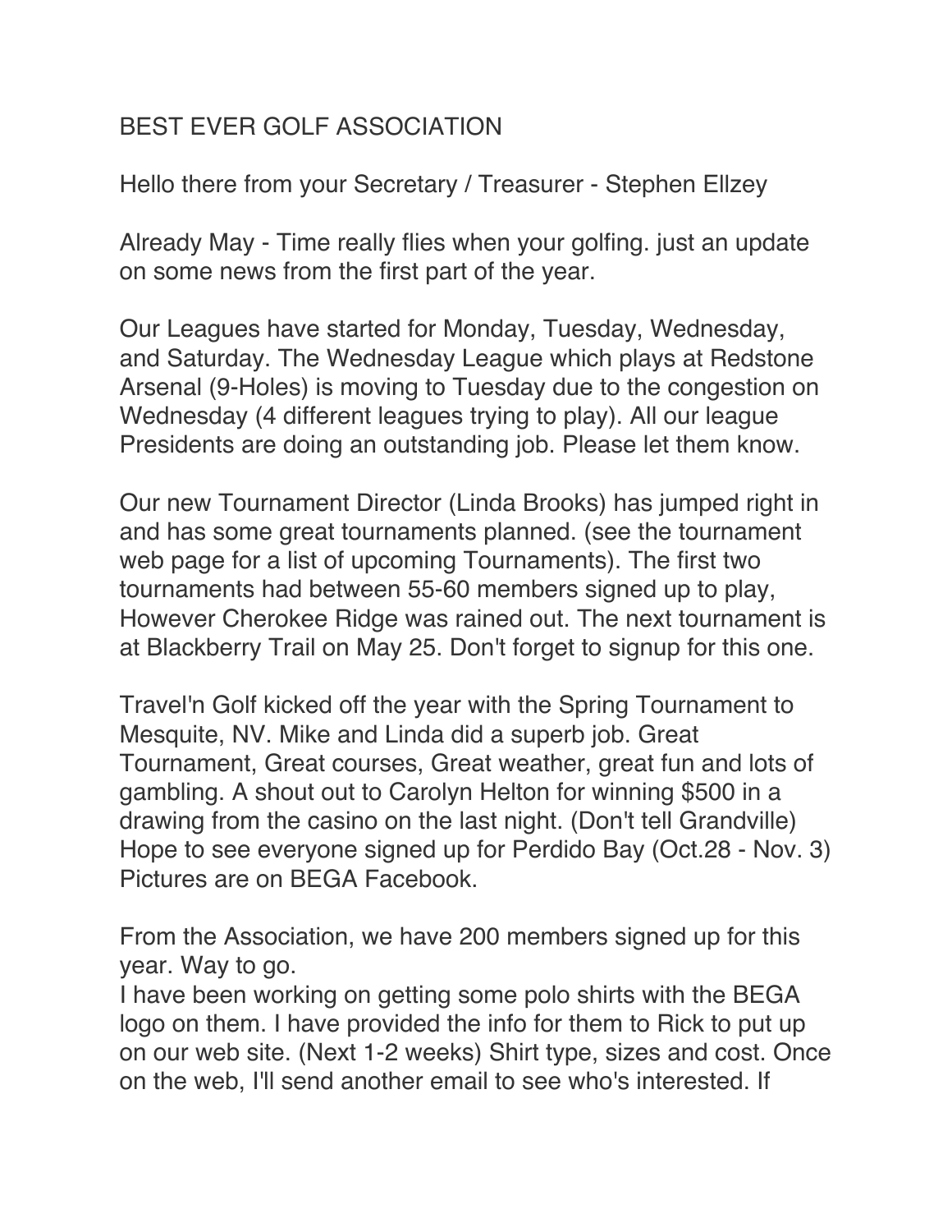BEST EVER GOLF ASSOCIATION

Hello there from your Secretary / Treasurer - Stephen Ellzey

Already May - Time really flies when your golfing. just an update on some news from the first part of the year.

Our Leagues have started for Monday, Tuesday, Wednesday, and Saturday. The Wednesday League which plays at Redstone Arsenal (9-Holes) is moving to Tuesday due to the congestion on Wednesday (4 different leagues trying to play). All our league Presidents are doing an outstanding job. Please let them know.

Our new Tournament Director (Linda Brooks) has jumped right in and has some great tournaments planned. (see the tournament web page for a list of upcoming Tournaments). The first two tournaments had between 55-60 members signed up to play, However Cherokee Ridge was rained out. The next tournament is at Blackberry Trail on May 25. Don't forget to signup for this one.

Travel'n Golf kicked off the year with the Spring Tournament to Mesquite, NV. Mike and Linda did a superb job. Great Tournament, Great courses, Great weather, great fun and lots of gambling. A shout out to Carolyn Helton for winning $500 in a drawing from the casino on the last night. (Don't tell Grandville) Hope to see everyone signed up for Perdido Bay (Oct.28 - Nov. 3) Pictures are on BEGA Facebook.

From the Association, we have 200 members signed up for this year. Way to go.
I have been working on getting some polo shirts with the BEGA logo on them. I have provided the info for them to Rick to put up on our web site. (Next 1-2 weeks) Shirt type, sizes and cost. Once on the web, I'll send another email to see who's interested. If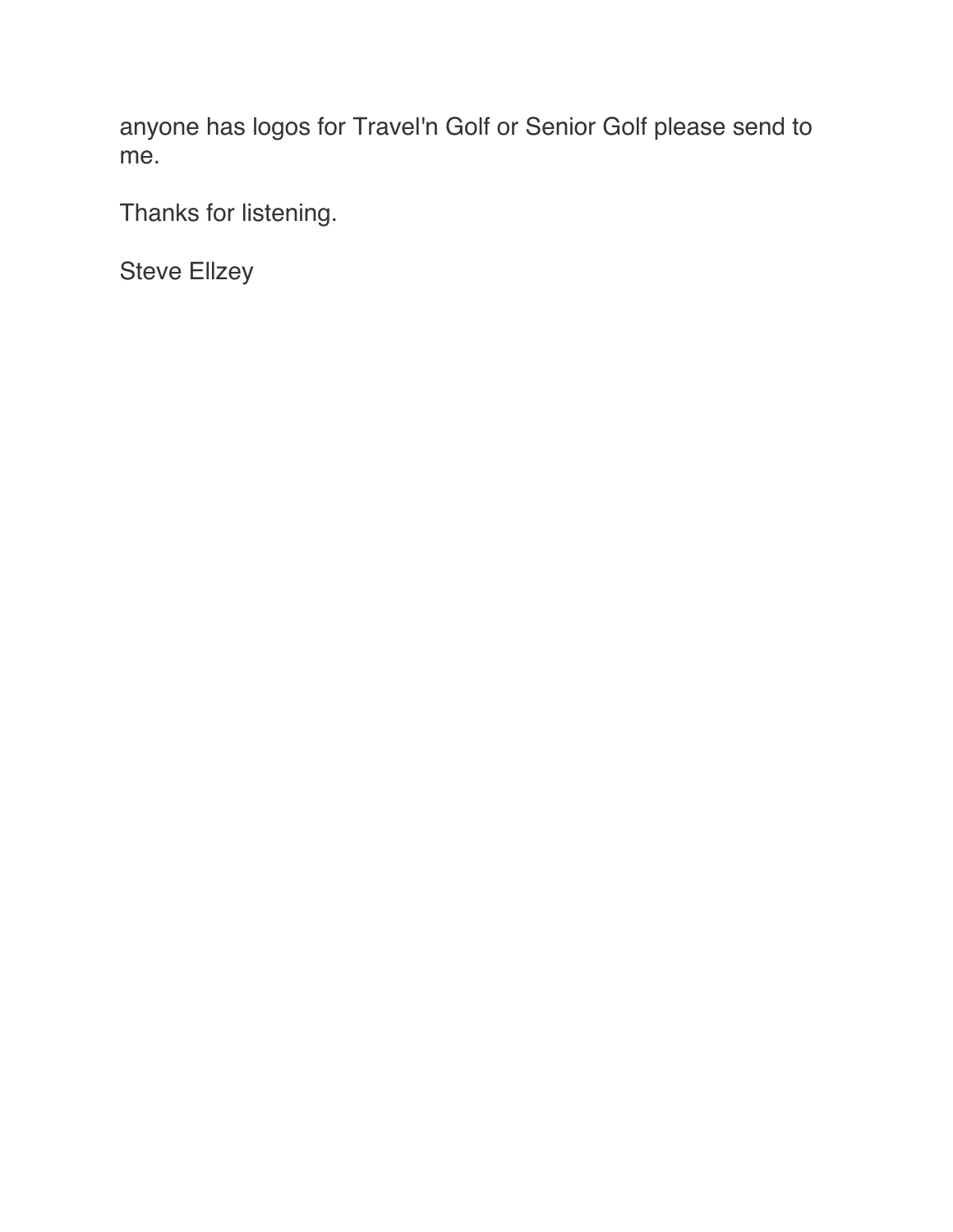anyone has logos for Travel'n Golf or Senior Golf please send to me.

Thanks for listening.

Steve Ellzey